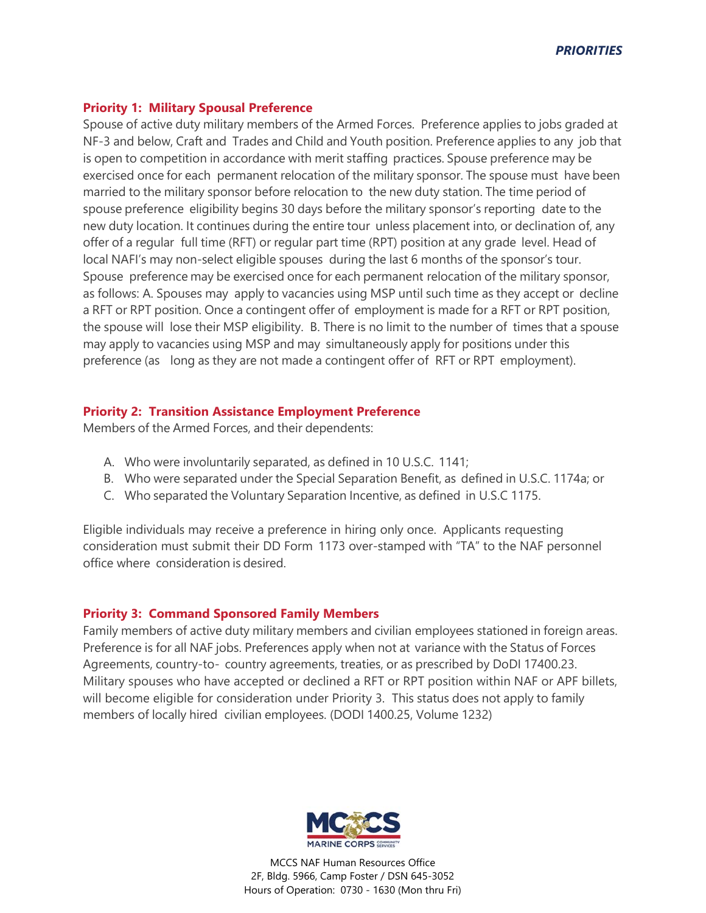*PRIORITIES*

**Priority 1: Military Spousal Preference**

Spouse of active duty military members of the Armed Forces. Preference applies to jobs graded at NF-3 and below, Craft and Trades and Child and Youth position. Preference applies to any job that is open to competition in accordance with merit staffing practices. Spouse preference may be exercised once for each permanent relocation of the military sponsor. The spouse must have been married to the military sponsor before relocation to the new duty station. The time period of spouse preference eligibility begins 30 days before the military sponsor's reporting date to the new duty location. It continues during the entire tour unless placement into, or declination of, any offer of a regular full time (RFT) or regular part time (RPT) position at any grade level. Head of local NAFI's may non-select eligible spouses during the last 6 months of the sponsor's tour. Spouse preference may be exercised once for each permanent relocation of the military sponsor, as follows: A. Spouses may apply to vacancies using MSP until such time as they accept or decline a RFT or RPT position. Once a contingent offer of employment is made for a RFT or RPT position, the spouse will lose their MSP eligibility. B. There is no limit to the number of times that a spouse may apply to vacancies using MSP and may simultaneously apply for positions under this preference (as long as they are not made a contingent offer of RFT or RPT employment).

**Priority 2: Transition Assistance Employment Preference**

Members of the Armed Forces, and their dependents:

A. Who were involuntarily separated, as defined in 10 U.S.C. 1141;
B. Who were separated under the Special Separation Benefit, as defined in U.S.C. 1174a; or
C. Who separated the Voluntary Separation Incentive, as defined in U.S.C 1175.

Eligible individuals may receive a preference in hiring only once. Applicants requesting consideration must submit their DD Form 1173 over-stamped with "TA" to the NAF personnel office where consideration is desired.

**Priority 3: Command Sponsored Family Members**

Family members of active duty military members and civilian employees stationed in foreign areas. Preference is for all NAF jobs. Preferences apply when not at variance with the Status of Forces Agreements, country-to- country agreements, treaties, or as prescribed by DoDI 17400.23. Military spouses who have accepted or declined a RFT or RPT position within NAF or APF billets, will become eligible for consideration under Priority 3. This status does not apply to family members of locally hired civilian employees. (DODI 1400.25, Volume 1232)

MCCS NAF Human Resources Office
2F, Bldg. 5966, Camp Foster / DSN 645-3052
Hours of Operation: 0730 - 1630 (Mon thru Fri)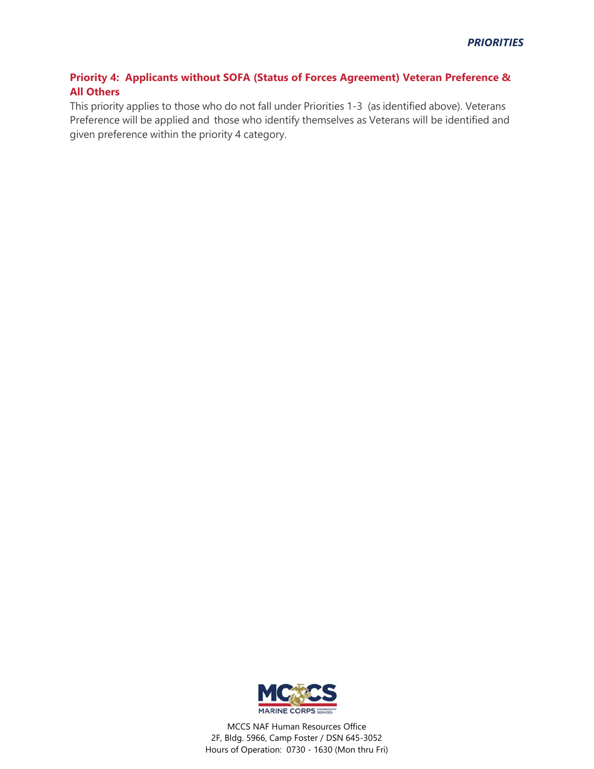**Priority 4: Applicants without SOFA (Status of Forces Agreement) Veteran Preference & All Others**

This priority applies to those who do not fall under Priorities 1-3 (as identified above). Veterans Preference will be applied and those who identify themselves as Veterans will be identified and given preference within the priority 4 category.

MCCS NAF Human Resources Office
2F, Bldg. 5966, Camp Foster / DSN 645-3052
Hours of Operation: 0730 - 1630 (Mon thru Fri)